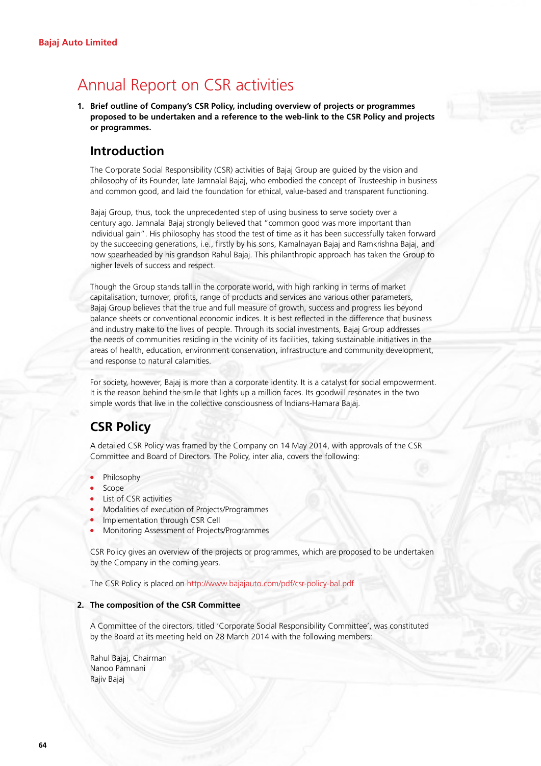# Annual Report on CSR activities

**1. Brief outline of Company's CSR Policy, including overview of projects or programmes proposed to be undertaken and a reference to the web-link to the CSR Policy and projects or programmes.**

## Introduction

The Corporate Social Responsibility (CSR) activities of Bajaj Group are guided by the vision and philosophy of its Founder, late Jamnalal Bajaj, who embodied the concept of Trusteeship in business and common good, and laid the foundation for ethical, value-based and transparent functioning.

Bajaj Group, thus, took the unprecedented step of using business to serve society over a century ago. Jamnalal Bajaj strongly believed that "common good was more important than individual gain". His philosophy has stood the test of time as it has been successfully taken forward by the succeeding generations, i.e., firstly by his sons, Kamalnayan Bajaj and Ramkrishna Bajaj, and now spearheaded by his grandson Rahul Bajaj. This philanthropic approach has taken the Group to higher levels of success and respect.

Though the Group stands tall in the corporate world, with high ranking in terms of market capitalisation, turnover, profits, range of products and services and various other parameters, Bajaj Group believes that the true and full measure of growth, success and progress lies beyond balance sheets or conventional economic indices. It is best reflected in the difference that business and industry make to the lives of people. Through its social investments, Bajaj Group addresses the needs of communities residing in the vicinity of its facilities, taking sustainable initiatives in the areas of health, education, environment conservation, infrastructure and community development, and response to natural calamities.

For society, however, Bajaj is more than a corporate identity. It is a catalyst for social empowerment. It is the reason behind the smile that lights up a million faces. Its goodwill resonates in the two simple words that live in the collective consciousness of Indians-Hamara Bajaj.

## CSR Policy

A detailed CSR Policy was framed by the Company on 14 May 2014, with approvals of the CSR Committee and Board of Directors. The Policy, inter alia, covers the following:

- Philosophy
- Scope
- List of CSR activities
- Modalities of execution of Projects/Programmes
- Implementation through CSR Cell
- Monitoring Assessment of Projects/Programmes

CSR Policy gives an overview of the projects or programmes, which are proposed to be undertaken by the Company in the coming years.

The CSR Policy is placed on http://www.bajajauto.com/pdf/csr-policy-bal.pdf

**2. The composition of the CSR Committee**

A Committee of the directors, titled 'Corporate Social Responsibility Committee', was constituted by the Board at its meeting held on 28 March 2014 with the following members:

Rahul Bajaj, Chairman
Nanoo Pamnani
Rajiv Bajaj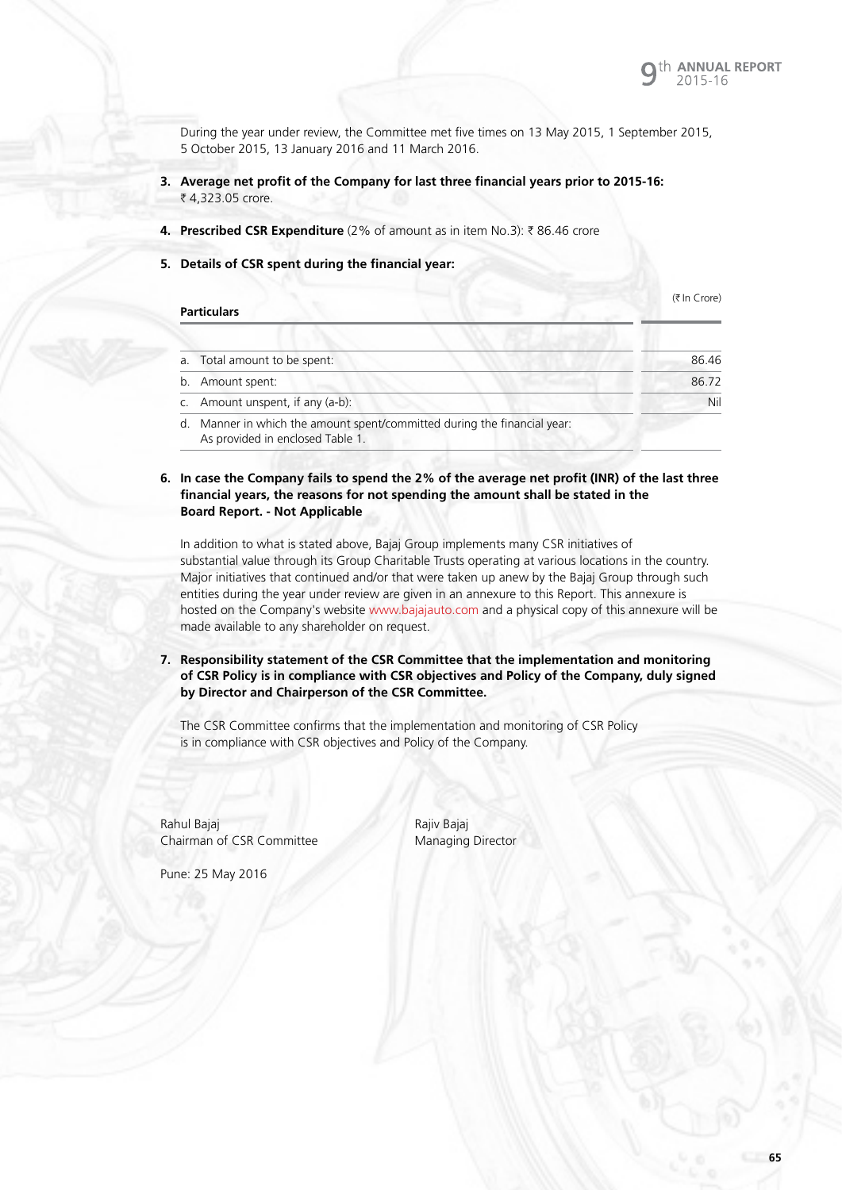During the year under review, the Committee met five times on 13 May 2015, 1 September 2015, 5 October 2015, 13 January 2016 and 11 March 2016.

3. **Average net profit of the Company for last three financial years prior to 2015-16:**
₹ 4,323.05 crore.

4. **Prescribed CSR Expenditure** (2% of amount as in item No.3): ₹ 86.46 crore

5. **Details of CSR spent during the financial year:**

| Particulars | (₹ In Crore) |
|---|---|
| a. Total amount to be spent: | 86.46 |
| b. Amount spent: | 86.72 |
| c. Amount unspent, if any (a-b): | Nil |
| d. Manner in which the amount spent/committed during the financial year: As provided in enclosed Table 1. | |

6. **In case the Company fails to spend the 2% of the average net profit (INR) of the last three financial years, the reasons for not spending the amount shall be stated in the Board Report. - Not Applicable**

In addition to what is stated above, Bajaj Group implements many CSR initiatives of substantial value through its Group Charitable Trusts operating at various locations in the country. Major initiatives that continued and/or that were taken up anew by the Bajaj Group through such entities during the year under review are given in an annexure to this Report. This annexure is hosted on the Company's website www.bajajauto.com and a physical copy of this annexure will be made available to any shareholder on request.

7. **Responsibility statement of the CSR Committee that the implementation and monitoring of CSR Policy is in compliance with CSR objectives and Policy of the Company, duly signed by Director and Chairperson of the CSR Committee.**

The CSR Committee confirms that the implementation and monitoring of CSR Policy is in compliance with CSR objectives and Policy of the Company.

Rahul Bajaj
Chairman of CSR Committee

Rajiv Bajaj
Managing Director

Pune: 25 May 2016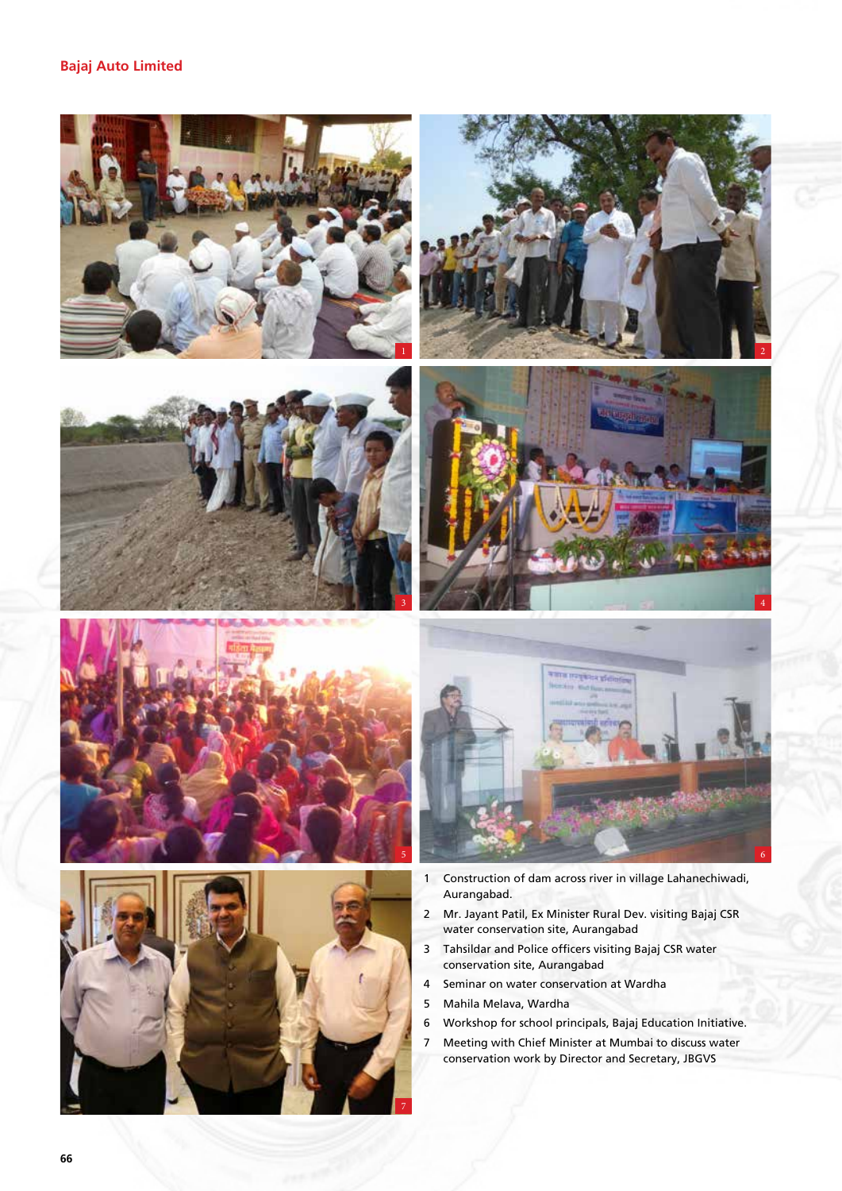1 Construction of dam across river in village Lahanechiwadi, Aurangabad.

2 Mr. Jayant Patil, Ex Minister Rural Dev. visiting Bajaj CSR water conservation site, Aurangabad

3 Tahsildar and Police officers visiting Bajaj CSR water conservation site, Aurangabad

4 Seminar on water conservation at Wardha

5 Mahila Melava, Wardha

6 Workshop for school principals, Bajaj Education Initiative.

7 Meeting with Chief Minister at Mumbai to discuss water conservation work by Director and Secretary, JBGVS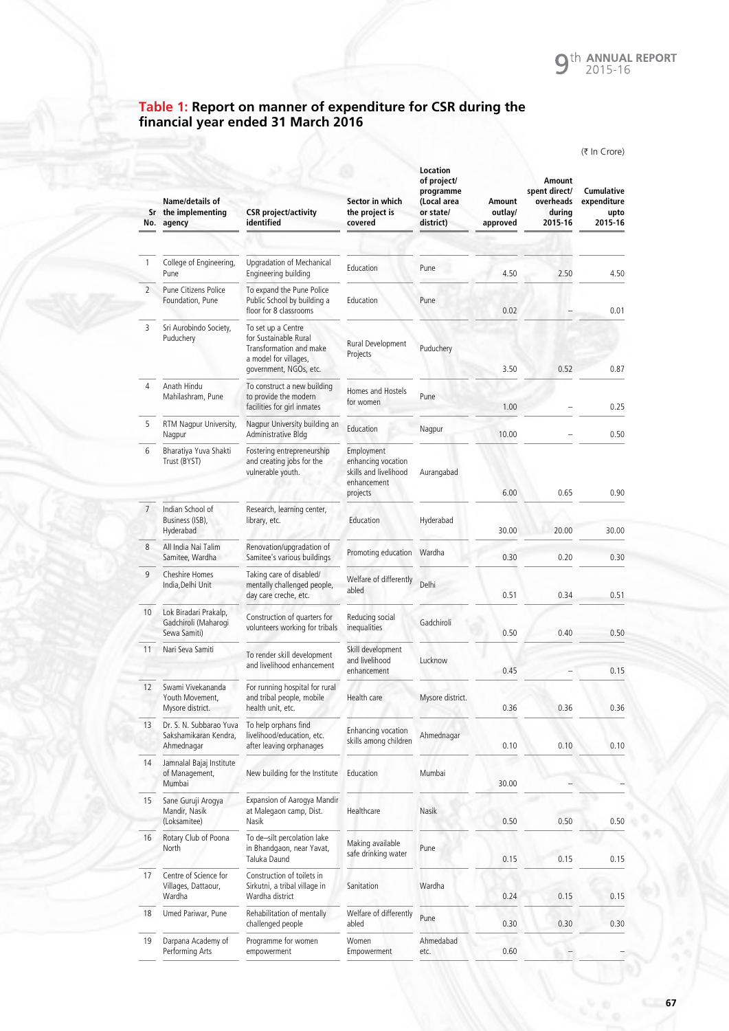## Table 1: Report on manner of expenditure for CSR during the financial year ended 31 March 2016

(₹ In Crore)

| Sr No. | Name/details of the implementing agency | CSR project/activity identified | Sector in which the project is covered | Location of project/ programme (Local area or state/ district) | Amount outlay/ approved | Amount spent direct/ overheads during 2015-16 | Cumulative expenditure upto 2015-16 |
|---|---|---|---|---|---|---|---|
| 1 | College of Engineering, Pune | Upgradation of Mechanical Engineering building | Education | Pune | 4.50 | 2.50 | 4.50 |
| 2 | Pune Citizens Police Foundation, Pune | To expand the Pune Police Public School by building a floor for 8 classrooms | Education | Pune | 0.02 | – | 0.01 |
| 3 | Sri Aurobindo Society, Puduchery | To set up a Centre for Sustainable Rural Transformation and make a model for villages, government, NGOs, etc. | Rural Development Projects | Puduchery | 3.50 | 0.52 | 0.87 |
| 4 | Anath Hindu Mahilashram, Pune | To construct a new building to provide the modern facilities for girl inmates | Homes and Hostels for women | Pune | 1.00 | – | 0.25 |
| 5 | RTM Nagpur University, Nagpur | Nagpur University building an Administrative Bldg | Education | Nagpur | 10.00 | – | 0.50 |
| 6 | Bharatiya Yuva Shakti Trust (BYST) | Fostering entrepreneurship and creating jobs for the vulnerable youth. | Employment enhancing vocation skills and livelihood enhancement projects | Aurangabad | 6.00 | 0.65 | 0.90 |
| 7 | Indian School of Business (ISB), Hyderabad | Research, learning center, library, etc. | Education | Hyderabad | 30.00 | 20.00 | 30.00 |
| 8 | All India Nai Talim Samitee, Wardha | Renovation/upgradation of Samitee's various buildings | Promoting education | Wardha | 0.30 | 0.20 | 0.30 |
| 9 | Cheshire Homes India,Delhi Unit | Taking care of disabled/ mentally challenged people, day care creche, etc. | Welfare of differently abled | Delhi | 0.51 | 0.34 | 0.51 |
| 10 | Lok Biradari Prakalp, Gadchiroli (Maharogi Sewa Samiti) | Construction of quarters for volunteers working for tribals | Reducing social inequalities | Gadchiroli | 0.50 | 0.40 | 0.50 |
| 11 | Nari Seva Samiti | To render skill development and livelihood enhancement | Skill development and livelihood enhancement | Lucknow | 0.45 | – | 0.15 |
| 12 | Swami Vivekananda Youth Movement, Mysore district. | For running hospital for rural and tribal people, mobile health unit, etc. | Health care | Mysore district. | 0.36 | 0.36 | 0.36 |
| 13 | Dr. S. N. Subbarao Yuva Sakshamikaran Kendra, Ahmednagar | To help orphans find livelihood/education, etc. after leaving orphanages | Enhancing vocation skills among children | Ahmednagar | 0.10 | 0.10 | 0.10 |
| 14 | Jamnalal Bajaj Institute of Management, Mumbai | New building for the Institute | Education | Mumbai | 30.00 | – | – |
| 15 | Sane Guruji Arogya Mandir, Nasik (Loksamitee) | Expansion of Aarogya Mandir at Malegaon camp, Dist. Nasik | Healthcare | Nasik | 0.50 | 0.50 | 0.50 |
| 16 | Rotary Club of Poona North | To de–silt percolation lake in Bhandgaon, near Yavat, Taluka Daund | Making available safe drinking water | Pune | 0.15 | 0.15 | 0.15 |
| 17 | Centre of Science for Villages, Dattaour, Wardha | Construction of toilets in Sirkutni, a tribal village in Wardha district | Sanitation | Wardha | 0.24 | 0.15 | 0.15 |
| 18 | Umed Pariwar, Pune | Rehabilitation of mentally challenged people | Welfare of differently abled | Pune | 0.30 | 0.30 | 0.30 |
| 19 | Darpana Academy of Performing Arts | Programme for women empowerment | Women Empowerment | Ahmedabad etc. | 0.60 | – | – |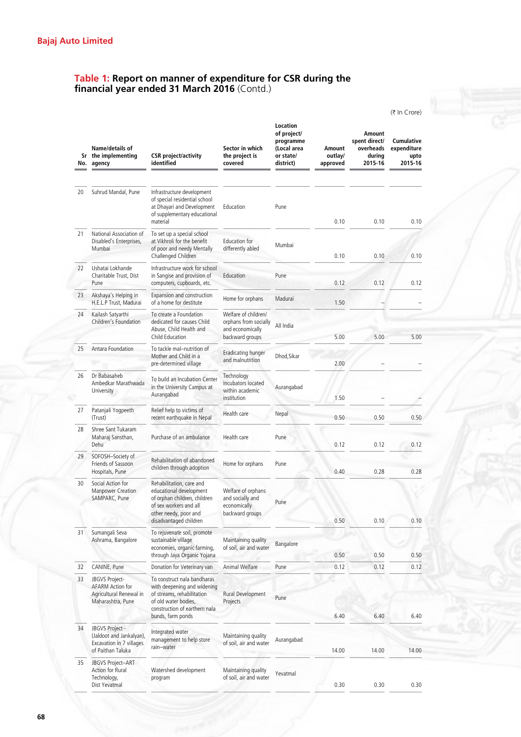## Table 1: Report on manner of expenditure for CSR during the financial year ended 31 March 2016 (Contd.)

(₹ In Crore)

| Sr No. | Name/details of the implementing agency | CSR project/activity identified | Sector in which the project is covered | Location of project/ programme (Local area or state/ district) | Amount outlay/ approved | Amount spent direct/ overheads during 2015-16 | Cumulative expenditure upto 2015-16 |
|---|---|---|---|---|---|---|---|
| 20 | Suhrud Mandal, Pune | Infrastructure development of special residential school at Dhayari and Development of supplementary educational material | Education | Pune | 0.10 | 0.10 | 0.10 |
| 21 | National Association of Disabled's Enterprises, Mumbai | To set up a special school at Vikhroli for the benefit of poor and needy Mentally Challenged Children | Education for differently abled | Mumbai | 0.10 | 0.10 | 0.10 |
| 22 | Ushatai Lokhande Charitable Trust, Dist Pune | Infrastructure work for school in Sangise and provision of computers, cupboards, etc. | Education | Pune | 0.12 | 0.12 | 0.12 |
| 23 | Akshaya's Helping in H.E.L.P Trust, Madurai | Expansion and construction of a home for destitute | Home for orphans | Madurai | 1.50 | – | – |
| 24 | Kailash Satyarthi Children's Foundation | To create a Foundation dedicated for causes Child Abuse, Child Health and Child Education | Welfare of children/ orphans from socially and economically backward groups | All India | 5.00 | 5.00 | 5.00 |
| 25 | Antara Foundation | To tackle mal–nutrition of Mother and Child in a pre-determined village | Eradicating hunger and malnutrition | Dhod,Sikar | 2.00 | – | – |
| 26 | Dr Babasaheb Ambedkar Marathwada University | To build an Incubation Center in the University Campus at Aurangabad | Technology incubators located within academic institution | Aurangabad | 1.50 | – | – |
| 27 | Patanjali Yogpeeth (Trust) | Relief help to victims of recent earthquake in Nepal | Health care | Nepal | 0.50 | 0.50 | 0.50 |
| 28 | Shree Sant Tukaram Maharaj Sansthan, Dehu | Purchase of an ambulance | Health care | Pune | 0.12 | 0.12 | 0.12 |
| 29 | SOFOSH–Society of Friends of Sassoon Hospitals, Pune | Rehabilitation of abandoned children through adoption | Home for orphans | Pune | 0.40 | 0.28 | 0.28 |
| 30 | Social Action for Manpower Creation SAMPARC, Pune | Rehabilitation, care and educational development of orphan children, children of sex workers and all other needy, poor and disadvantaged children | Welfare of orphans and socially and economically backward groups | Pune | 0.50 | 0.10 | 0.10 |
| 31 | Sumangali Seva Ashrama, Bangalore | To rejuvenate soil, promote sustainable village economies, organic farming, through Jaya Organic Yojana | Maintaining quality of soil, air and water | Bangalore | 0.50 | 0.50 | 0.50 |
| 32 | CANINE, Pune | Donation for Veterinary van | Animal Welfare | Pune | 0.12 | 0.12 | 0.12 |
| 33 | JBGVS Project- AFARM Action for Agricultural Renewal in Maharashtra, Pune | To construct nala bandharas with deepening and widening of streams, rehabilitation of old water bodies, construction of earthern nala bunds, farm ponds | Rural Development Projects | Pune | 6.40 | 6.40 | 6.40 |
| 34 | JBGVS Project - (Jaldoot and Jankalyan), Excavation in 7 villages of Paithan Taluka | Integrated water management to help store rain–water | Maintaining quality of soil, air and water | Aurangabad | 14.00 | 14.00 | 14.00 |
| 35 | JBGVS Project–ART Action for Rural Technology, Dist Yevatmal | Watershed development program | Maintaining quality of soil, air and water | Yevatmal | 0.30 | 0.30 | 0.30 |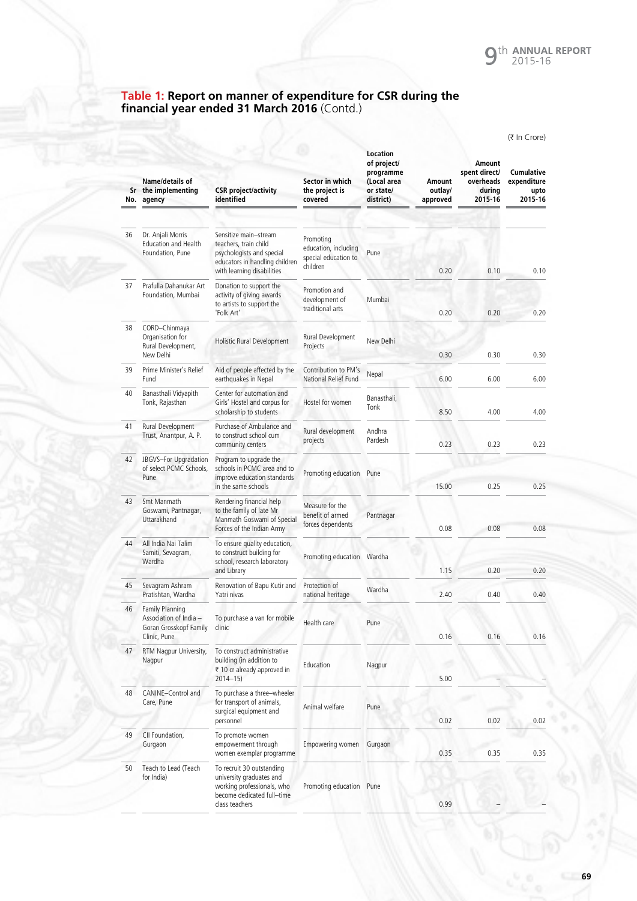## Table 1: Report on manner of expenditure for CSR during the financial year ended 31 March 2016 (Contd.)

(₹ In Crore)

| Sr No. | Name/details of the implementing agency | CSR project/activity identified | Sector in which the project is covered | Location of project/ programme (Local area or state/ district) | Amount outlay/ approved | Amount spent direct/ overheads during 2015-16 | Cumulative expenditure upto 2015-16 |
|---|---|---|---|---|---|---|---|
| 36 | Dr. Anjali Morris Education and Health Foundation, Pune | Sensitize main–stream teachers, train child psychologists and special educators in handling children with learning disabilities | Promoting education, including special education to children | Pune | 0.20 | 0.10 | 0.10 |
| 37 | Prafulla Dahanukar Art Foundation, Mumbai | Donation to support the activity of giving awards to artists to support the 'Folk Art' | Promotion and development of traditional arts | Mumbai | 0.20 | 0.20 | 0.20 |
| 38 | CORD–Chinmaya Organisation for Rural Development, New Delhi | Holistic Rural Development | Rural Development Projects | New Delhi | 0.30 | 0.30 | 0.30 |
| 39 | Prime Minister's Relief Fund | Aid of people affected by the earthquakes in Nepal | Contribution to PM's National Relief Fund | Nepal | 6.00 | 6.00 | 6.00 |
| 40 | Banasthali Vidyapith Tonk, Rajasthan | Center for automation and Girls' Hostel and corpus for scholarship to students | Hostel for women | Banasthali, Tonk | 8.50 | 4.00 | 4.00 |
| 41 | Rural Development Trust, Anantpur, A. P. | Purchase of Ambulance and to construct school cum community centers | Rural development projects | Andhra Pardesh | 0.23 | 0.23 | 0.23 |
| 42 | JBGVS–For Upgradation of select PCMC Schools, Pune | Program to upgrade the schools in PCMC area and to improve education standards in the same schools | Promoting education | Pune | 15.00 | 0.25 | 0.25 |
| 43 | Smt Manmath Goswami, Pantnagar, Uttarakhand | Rendering financial help to the family of late Mr Manmath Goswami of Special Forces of the Indian Army | Measure for the benefit of armed forces dependents | Pantnagar | 0.08 | 0.08 | 0.08 |
| 44 | All India Nai Talim Samiti, Sevagram, Wardha | To ensure quality education, to construct building for school, research laboratory and Library | Promoting education | Wardha | 1.15 | 0.20 | 0.20 |
| 45 | Sevagram Ashram Pratishtan, Wardha | Renovation of Bapu Kutir and Yatri nivas | Protection of national heritage | Wardha | 2.40 | 0.40 | 0.40 |
| 46 | Family Planning Association of India – Goran Grosskopf Family Clinic, Pune | To purchase a van for mobile clinic | Health care | Pune | 0.16 | 0.16 | 0.16 |
| 47 | RTM Nagpur University, Nagpur | To construct administrative building (in addition to ₹ 10 cr already approved in 2014–15) | Education | Nagpur | 5.00 | – | – |
| 48 | CANINE–Control and Care, Pune | To purchase a three–wheeler for transport of animals, surgical equipment and personnel | Animal welfare | Pune | 0.02 | 0.02 | 0.02 |
| 49 | CII Foundation, Gurgaon | To promote women empowerment through women exemplar programme | Empowering women | Gurgaon | 0.35 | 0.35 | 0.35 |
| 50 | Teach to Lead (Teach for India) | To recruit 30 outstanding university graduates and working professionals, who become dedicated full–time class teachers | Promoting education | Pune | 0.99 | – | – |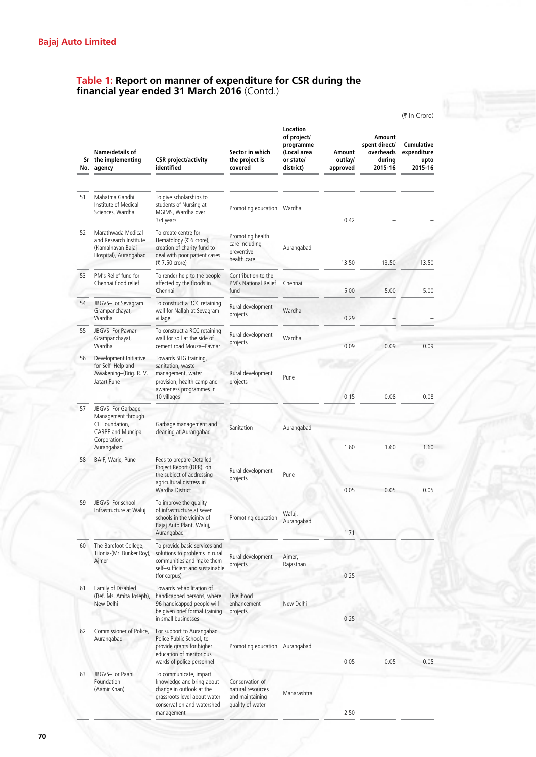## Table 1: Report on manner of expenditure for CSR during the financial year ended 31 March 2016 (Contd.)

(₹ In Crore)

| Sr No. | Name/details of the implementing agency | CSR project/activity identified | Sector in which the project is covered | Location of project/ programme (Local area or state/ district) | Amount outlay/ approved | Amount spent direct/ overheads during 2015-16 | Cumulative expenditure upto 2015-16 |
|---|---|---|---|---|---|---|---|
| 51 | Mahatma Gandhi Institute of Medical Sciences, Wardha | To give scholarships to students of Nursing at MGIMS, Wardha over 3/4 years | Promoting education | Wardha | 0.42 | – | – |
| 52 | Marathwada Medical and Research Institute (Kamalnayan Bajaj Hospital), Aurangabad | To create centre for Hematology (₹ 6 crore), creation of charity fund to deal with poor patient cases (₹ 7.50 crore) | Promoting health care including preventive health care | Aurangabad | 13.50 | 13.50 | 13.50 |
| 53 | PM's Relief fund for Chennai flood relief | To render help to the people affected by the floods in Chennai | Contribution to the PM's National Relief fund | Chennai | 5.00 | 5.00 | 5.00 |
| 54 | JBGVS–For Sevagram Grampanchayat, Wardha | To construct a RCC retaining wall for Nallah at Sevagram village | Rural development projects | Wardha | 0.29 | – | – |
| 55 | JBGVS–For Pavnar Grampanchayat, Wardha | To construct a RCC retaining wall for soil at the side of cement road Mouza–Pavnar | Rural development projects | Wardha | 0.09 | 0.09 | 0.09 |
| 56 | Development Initiative for Self–Help and Awakening–(Brig. R. V. Jatar) Pune | Towards SHG training, sanitation, waste management, water provision, health camp and awareness programmes in 10 villages | Rural development projects | Pune | 0.15 | 0.08 | 0.08 |
| 57 | JBGVS–For Garbage Management through CII Foundation, CARPE and Muncipal Corporation, Aurangabad | Garbage management and cleaning at Aurangabad | Sanitation | Aurangabad | 1.60 | 1.60 | 1.60 |
| 58 | BAIF, Warje, Pune | Fees to prepare Detailed Project Report (DPR), on the subject of addressing agricultural distress in Wardha District | Rural development projects | Pune | 0.05 | 0.05 | 0.05 |
| 59 | JBGVS–For school Infrastructure at Waluj | To improve the quality of infrastructure at seven schools in the vicinity of Bajaj Auto Plant, Waluj, Aurangabad | Promoting education | Waluj, Aurangabad | 1.71 | – | – |
| 60 | The Barefoot College, Tilonia-(Mr. Bunker Roy), Ajmer | To provide basic services and solutions to problems in rural communities and make them self–sufficient and sustainable (for corpus) | Rural development projects | Ajmer, Rajasthan | 0.25 | – | – |
| 61 | Family of Disabled (Ref. Ms. Amita Joseph), New Delhi | Towards rehabilitation of handicapped persons, where 96 handicapped people will be given brief formal training in small businesses | Livelihood enhancement projects | New Delhi | 0.25 | – | – |
| 62 | Commissioner of Police, Aurangabad | For support to Aurangabad Police Public School, to provide grants for higher education of meritorious wards of police personnel | Promoting education | Aurangabad | 0.05 | 0.05 | 0.05 |
| 63 | JBGVS–For Paani Foundation (Aamir Khan) | To communicate, impart knowledge and bring about change in outlook at the grassroots level about water conservation and watershed management | Conservation of natural resources and maintaining quality of water | Maharashtra | 2.50 | – | – |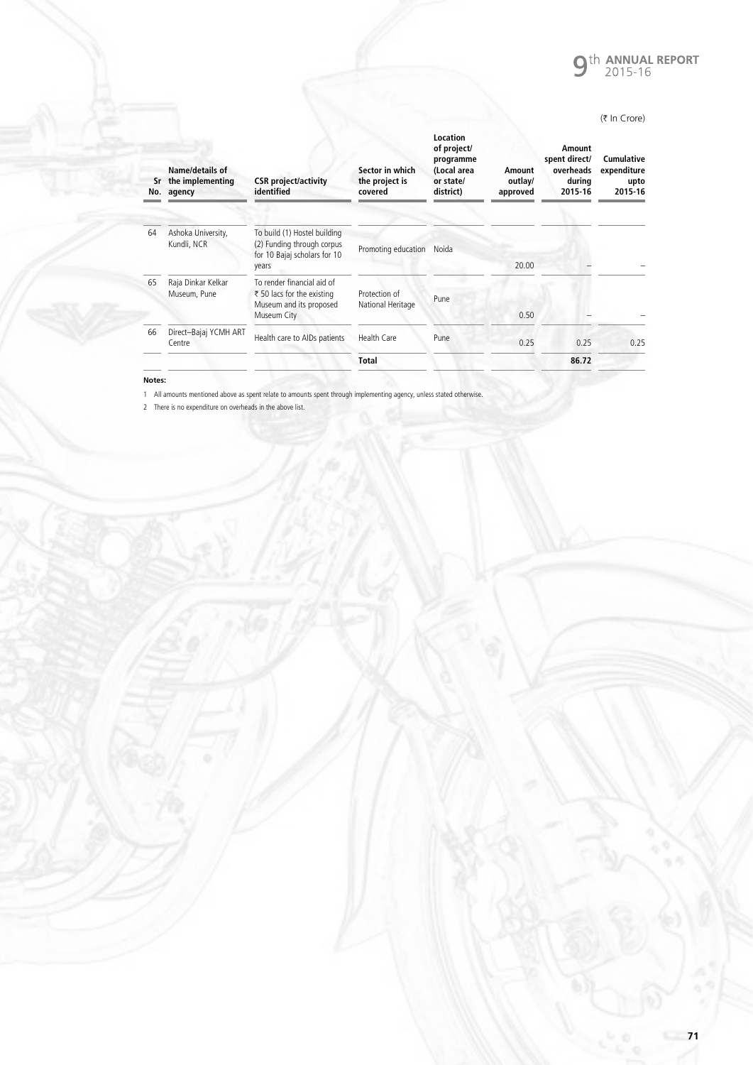(₹ In Crore)

| Sr No. | Name/details of the implementing agency | CSR project/activity identified | Sector in which the project is covered | Location of project/ programme (Local area or state/ district) | Amount outlay/ approved | Amount spent direct/ overheads during 2015-16 | Cumulative expenditure upto 2015-16 |
|---|---|---|---|---|---|---|---|
| 64 | Ashoka University, Kundli, NCR | To build (1) Hostel building (2) Funding through corpus for 10 Bajaj scholars for 10 years | Promoting education | Noida | 20.00 | – | – |
| 65 | Raja Dinkar Kelkar Museum, Pune | To render financial aid of ₹ 50 lacs for the existing Museum and its proposed Museum City | Protection of National Heritage | Pune | 0.50 | – | – |
| 66 | Direct–Bajaj YCMH ART Centre | Health care to AIDs patients | Health Care | Pune | 0.25 | 0.25 | 0.25 |
| | | | **Total** | | | **86.72** | |

**Notes:**

1 All amounts mentioned above as spent relate to amounts spent through implementing agency, unless stated otherwise.

2 There is no expenditure on overheads in the above list.